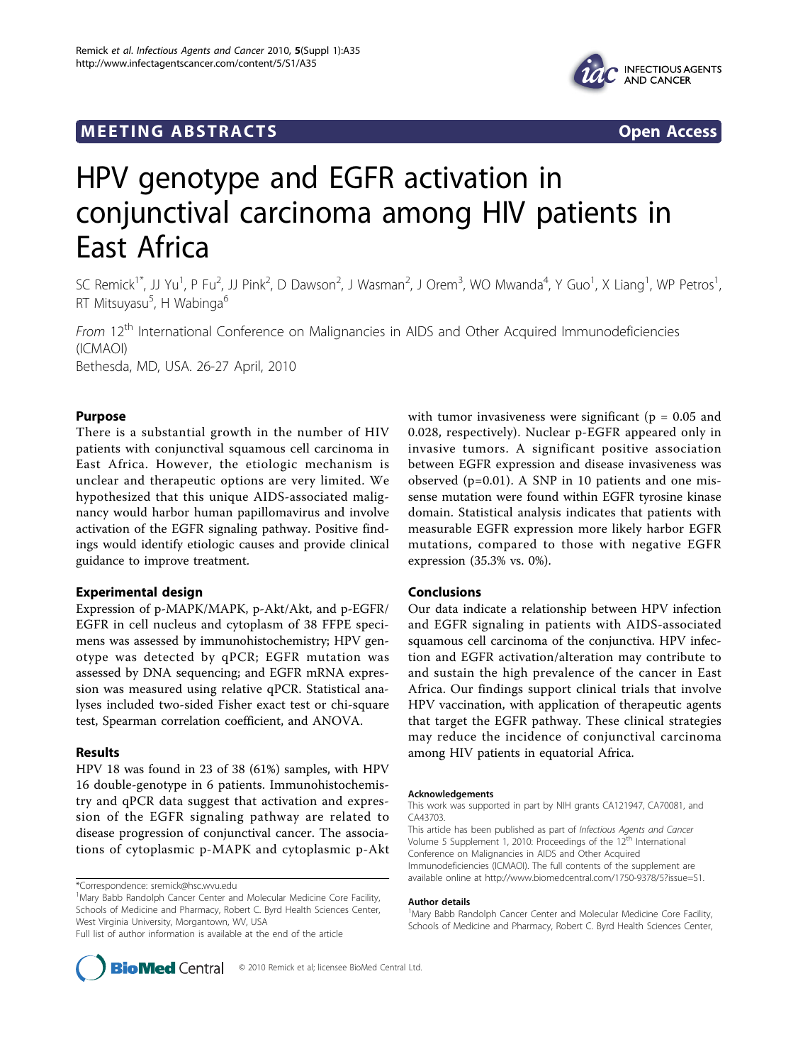# HPV genotype and EGFR activation in conjunctival carcinoma among HIV patients in East Africa

SC Remick[1*], JJ Yu[1], P Fu[2], JJ Pink[2], D Dawson[2], J Wasman[2], J Orem[3], WO Mwanda[4], Y Guo[1], X Liang[1], WP Petros[1], RT Mitsuyasu[5], H Wabinga[6]

*From* 12[th] International Conference on Malignancies in AIDS and Other Acquired Immunodeficiencies (ICMAOI)
Bethesda, MD, USA. 26-27 April, 2010

## Purpose

There is a substantial growth in the number of HIV patients with conjunctival squamous cell carcinoma in East Africa. However, the etiologic mechanism is unclear and therapeutic options are very limited. We hypothesized that this unique AIDS-associated malignancy would harbor human papillomavirus and involve activation of the EGFR signaling pathway. Positive findings would identify etiologic causes and provide clinical guidance to improve treatment.

## Experimental design

Expression of p-MAPK/MAPK, p-Akt/Akt, and p-EGFR/EGFR in cell nucleus and cytoplasm of 38 FFPE specimens was assessed by immunohistochemistry; HPV genotype was detected by qPCR; EGFR mutation was assessed by DNA sequencing; and EGFR mRNA expression was measured using relative qPCR. Statistical analyses included two-sided Fisher exact test or chi-square test, Spearman correlation coefficient, and ANOVA.

## Results

HPV 18 was found in 23 of 38 (61%) samples, with HPV 16 double-genotype in 6 patients. Immunohistochemistry and qPCR data suggest that activation and expression of the EGFR signaling pathway are related to disease progression of conjunctival cancer. The associations of cytoplasmic p-MAPK and cytoplasmic p-Akt with tumor invasiveness were significant ($p = 0.05$ and 0.028, respectively). Nuclear p-EGFR appeared only in invasive tumors. A significant positive association between EGFR expression and disease invasiveness was observed ($p=0.01$). A SNP in 10 patients and one missense mutation were found within EGFR tyrosine kinase domain. Statistical analysis indicates that patients with measurable EGFR expression more likely harbor EGFR mutations, compared to those with negative EGFR expression (35.3% vs. 0%).

## Conclusions

Our data indicate a relationship between HPV infection and EGFR signaling in patients with AIDS-associated squamous cell carcinoma of the conjunctiva. HPV infection and EGFR activation/alteration may contribute to and sustain the high prevalence of the cancer in East Africa. Our findings support clinical trials that involve HPV vaccination, with application of therapeutic agents that target the EGFR pathway. These clinical strategies may reduce the incidence of conjunctival carcinoma among HIV patients in equatorial Africa.

#### Acknowledgements

This work was supported in part by NIH grants CA121947, CA70081, and CA43703.

This article has been published as part of *Infectious Agents and Cancer* Volume 5 Supplement 1, 2010: Proceedings of the 12[th] International Conference on Malignancies in AIDS and Other Acquired Immunodeficiencies (ICMAOI). The full contents of the supplement are available online at http://www.biomedcentral.com/1750-9378/5?issue=S1.

#### Author details

[1]Mary Babb Randolph Cancer Center and Molecular Medicine Core Facility, Schools of Medicine and Pharmacy, Robert C. Byrd Health Sciences Center,

*Correspondence: sremick@hsc.wvu.edu
[1]Mary Babb Randolph Cancer Center and Molecular Medicine Core Facility, Schools of Medicine and Pharmacy, Robert C. Byrd Health Sciences Center, West Virginia University, Morgantown, WV, USA
Full list of author information is available at the end of the article

© 2010 Remick et al; licensee BioMed Central Ltd.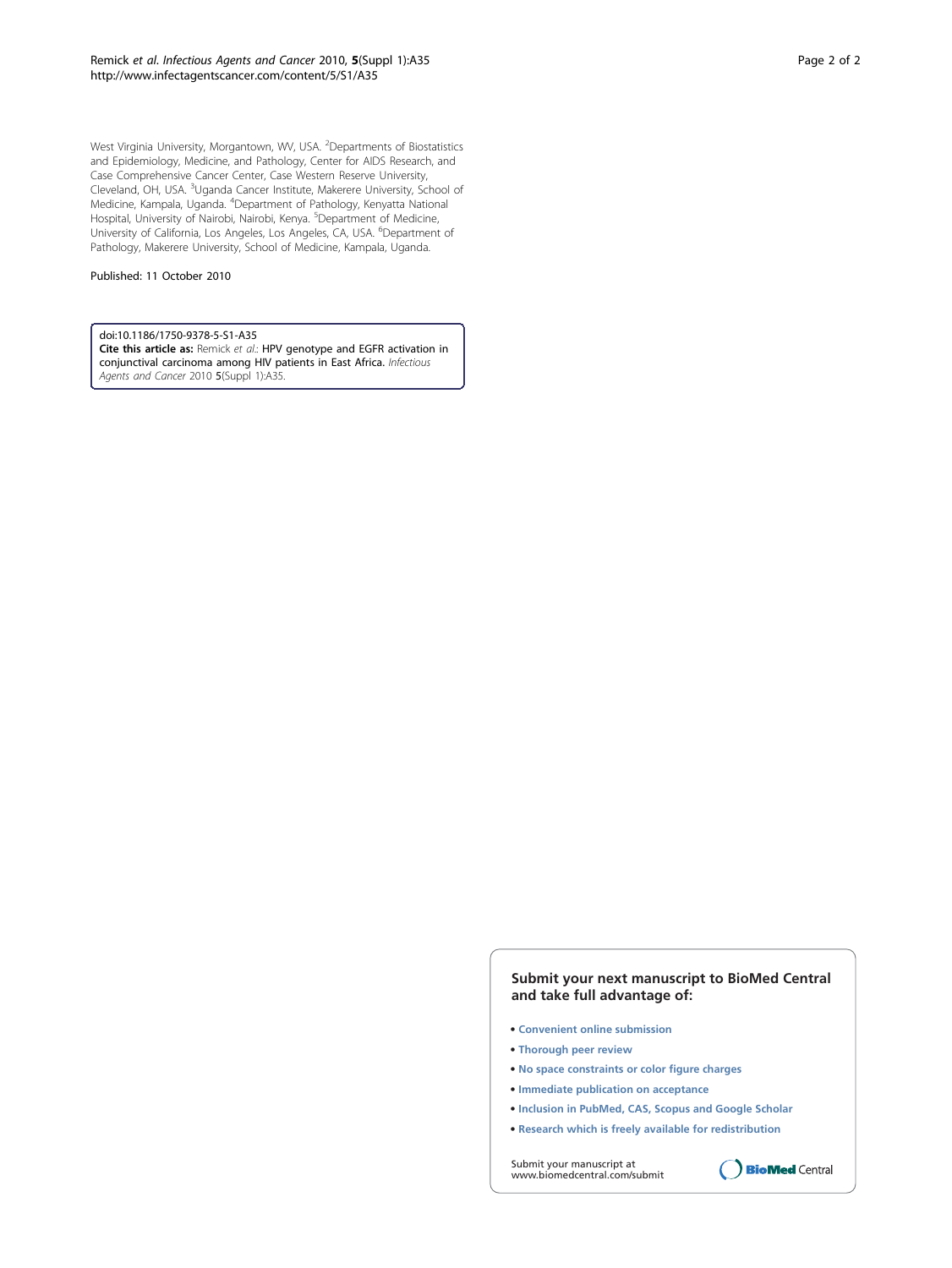West Virginia University, Morgantown, WV, USA. [2]Departments of Biostatistics and Epidemiology, Medicine, and Pathology, Center for AIDS Research, and Case Comprehensive Cancer Center, Case Western Reserve University, Cleveland, OH, USA. [3]Uganda Cancer Institute, Makerere University, School of Medicine, Kampala, Uganda. [4]Department of Pathology, Kenyatta National Hospital, University of Nairobi, Nairobi, Kenya. [5]Department of Medicine, University of California, Los Angeles, Los Angeles, CA, USA. [6]Department of Pathology, Makerere University, School of Medicine, Kampala, Uganda.

Published: 11 October 2010

doi:10.1186/1750-9378-5-S1-A35
**Cite this article as:** Remick *et al.*: HPV genotype and EGFR activation in conjunctival carcinoma among HIV patients in East Africa. *Infectious Agents and Cancer* 2010 **5**(Suppl 1):A35.

**Submit your next manuscript to BioMed Central and take full advantage of:**

- **Convenient online submission**
- **Thorough peer review**
- **No space constraints or color figure charges**
- **Immediate publication on acceptance**
- **Inclusion in PubMed, CAS, Scopus and Google Scholar**
- **Research which is freely available for redistribution**

Submit your manuscript at
www.biomedcentral.com/submit

BioMed Central